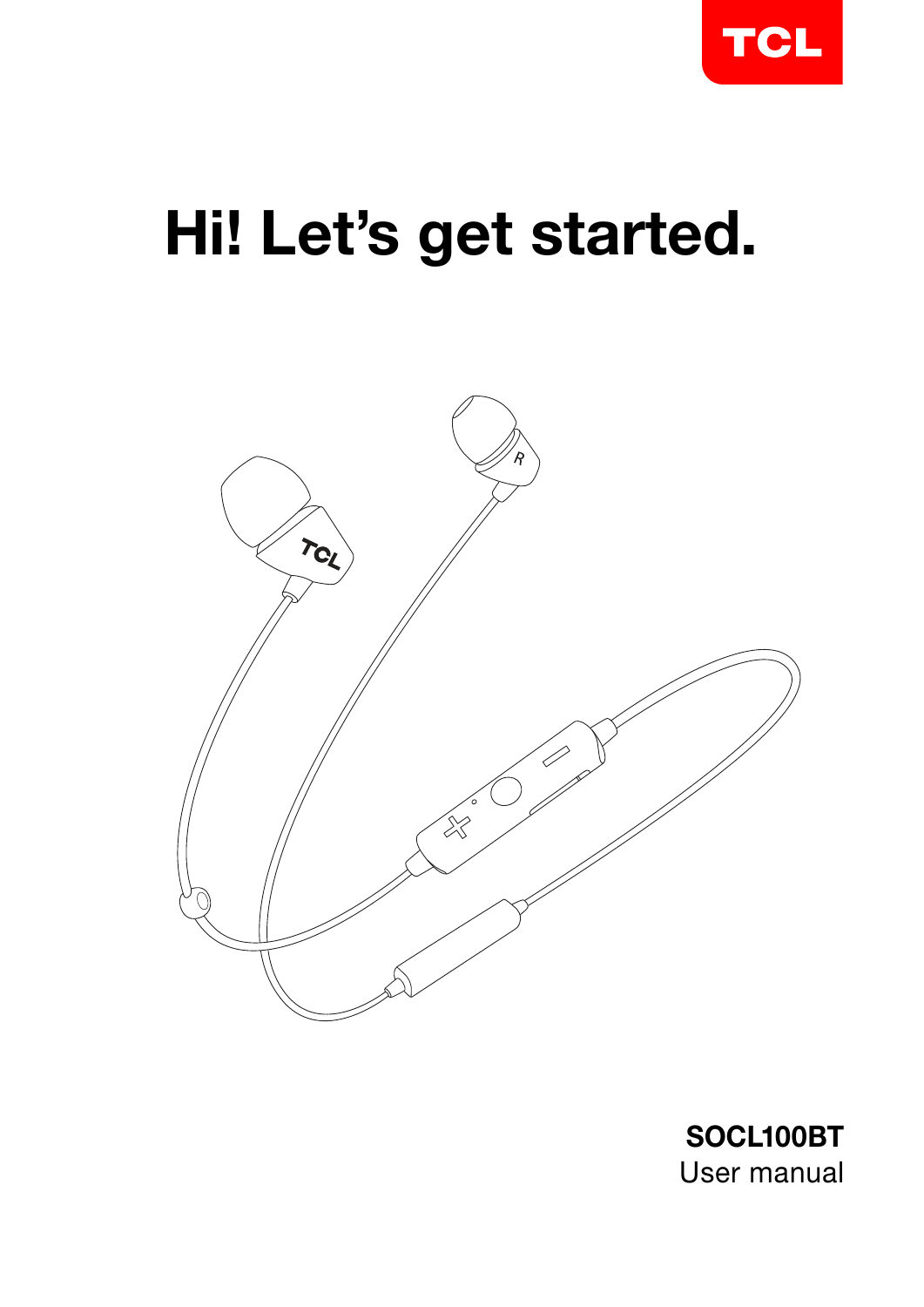TCL

# Hi! Let's get started.

**SOCL100BT**
User manual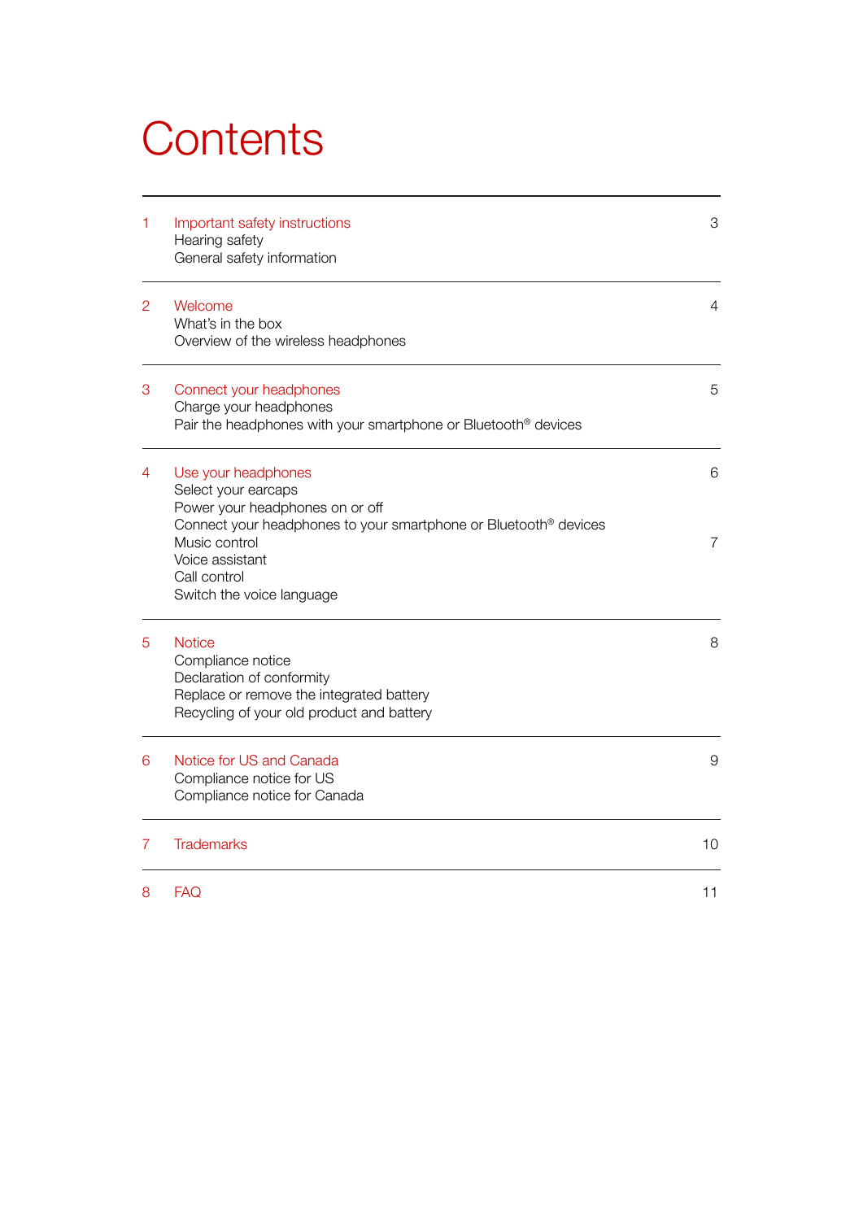# Contents

| | | |
|---|---|---|
| 1 | Important safety instructions<br>Hearing safety<br>General safety information | 3 |
| 2 | Welcome<br>What's in the box<br>Overview of the wireless headphones | 4 |
| 3 | Connect your headphones<br>Charge your headphones<br>Pair the headphones with your smartphone or Bluetooth® devices | 5 |
| 4 | Use your headphones<br>Select your earcaps<br>Power your headphones on or off<br>Connect your headphones to your smartphone or Bluetooth® devices<br>Music control<br>Voice assistant<br>Call control<br>Switch the voice language | 6<br><br><br><br>7 |
| 5 | Notice<br>Compliance notice<br>Declaration of conformity<br>Replace or remove the integrated battery<br>Recycling of your old product and battery | 8 |
| 6 | Notice for US and Canada<br>Compliance notice for US<br>Compliance notice for Canada | 9 |
| 7 | Trademarks | 10 |
| 8 | FAQ | 11 |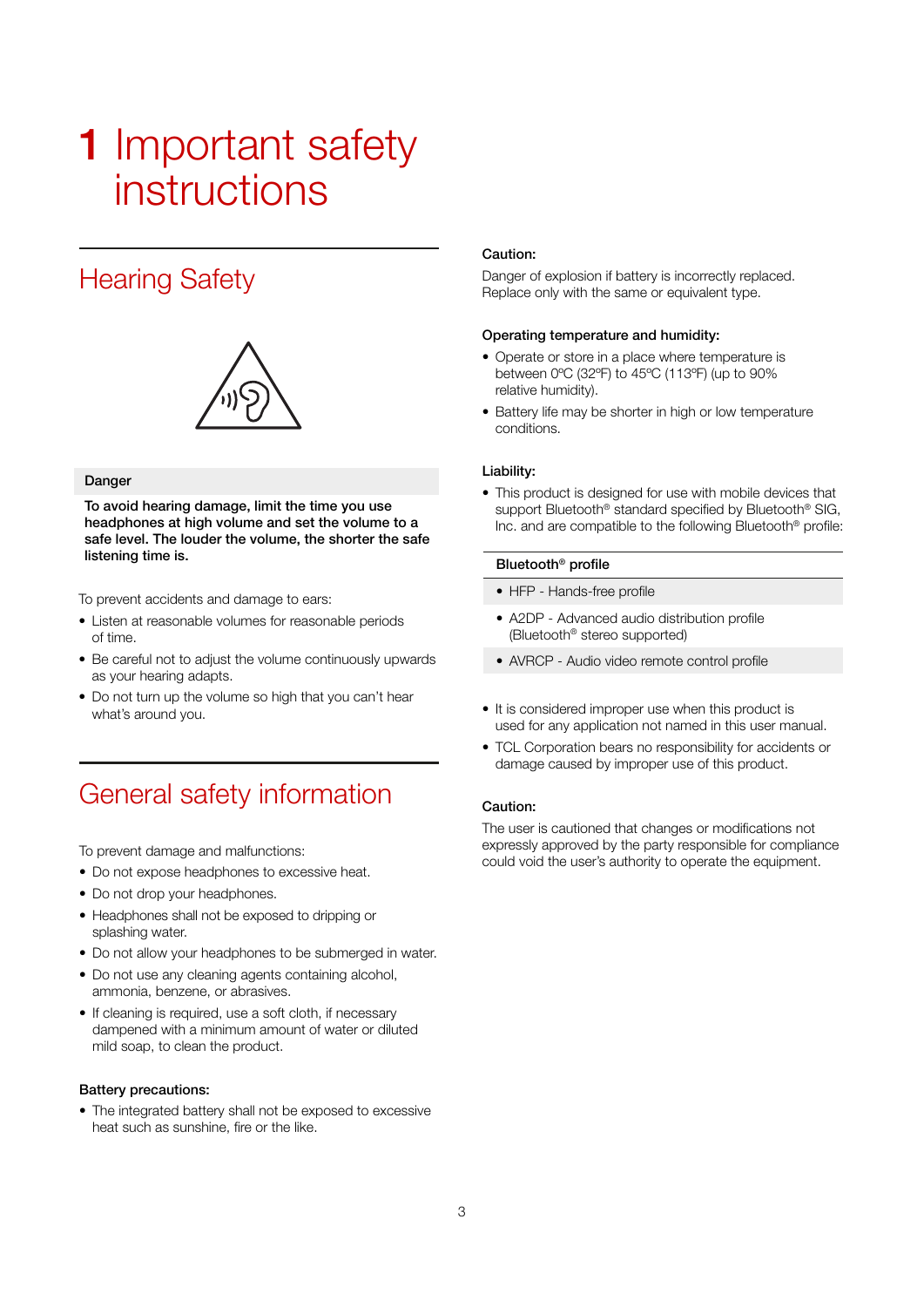# 1 Important safety instructions

## Hearing Safety

**Danger**

**To avoid hearing damage, limit the time you use headphones at high volume and set the volume to a safe level. The louder the volume, the shorter the safe listening time is.**

To prevent accidents and damage to ears:

- Listen at reasonable volumes for reasonable periods of time.
- Be careful not to adjust the volume continuously upwards as your hearing adapts.
- Do not turn up the volume so high that you can't hear what's around you.

## General safety information

To prevent damage and malfunctions:

- Do not expose headphones to excessive heat.
- Do not drop your headphones.
- Headphones shall not be exposed to dripping or splashing water.
- Do not allow your headphones to be submerged in water.
- Do not use any cleaning agents containing alcohol, ammonia, benzene, or abrasives.
- If cleaning is required, use a soft cloth, if necessary dampened with a minimum amount of water or diluted mild soap, to clean the product.

**Battery precautions:**

- The integrated battery shall not be exposed to excessive heat such as sunshine, fire or the like.

**Caution:**

Danger of explosion if battery is incorrectly replaced. Replace only with the same or equivalent type.

**Operating temperature and humidity:**

- Operate or store in a place where temperature is between 0ºC (32ºF) to 45ºC (113ºF) (up to 90% relative humidity).
- Battery life may be shorter in high or low temperature conditions.

**Liability:**

- This product is designed for use with mobile devices that support Bluetooth® standard specified by Bluetooth® SIG, Inc. and are compatible to the following Bluetooth® profile:

| Bluetooth® profile |
| --- |
| • HFP - Hands-free profile |
| • A2DP - Advanced audio distribution profile (Bluetooth® stereo supported) |
| • AVRCP - Audio video remote control profile |

- It is considered improper use when this product is used for any application not named in this user manual.
- TCL Corporation bears no responsibility for accidents or damage caused by improper use of this product.

**Caution:**

The user is cautioned that changes or modifications not expressly approved by the party responsible for compliance could void the user's authority to operate the equipment.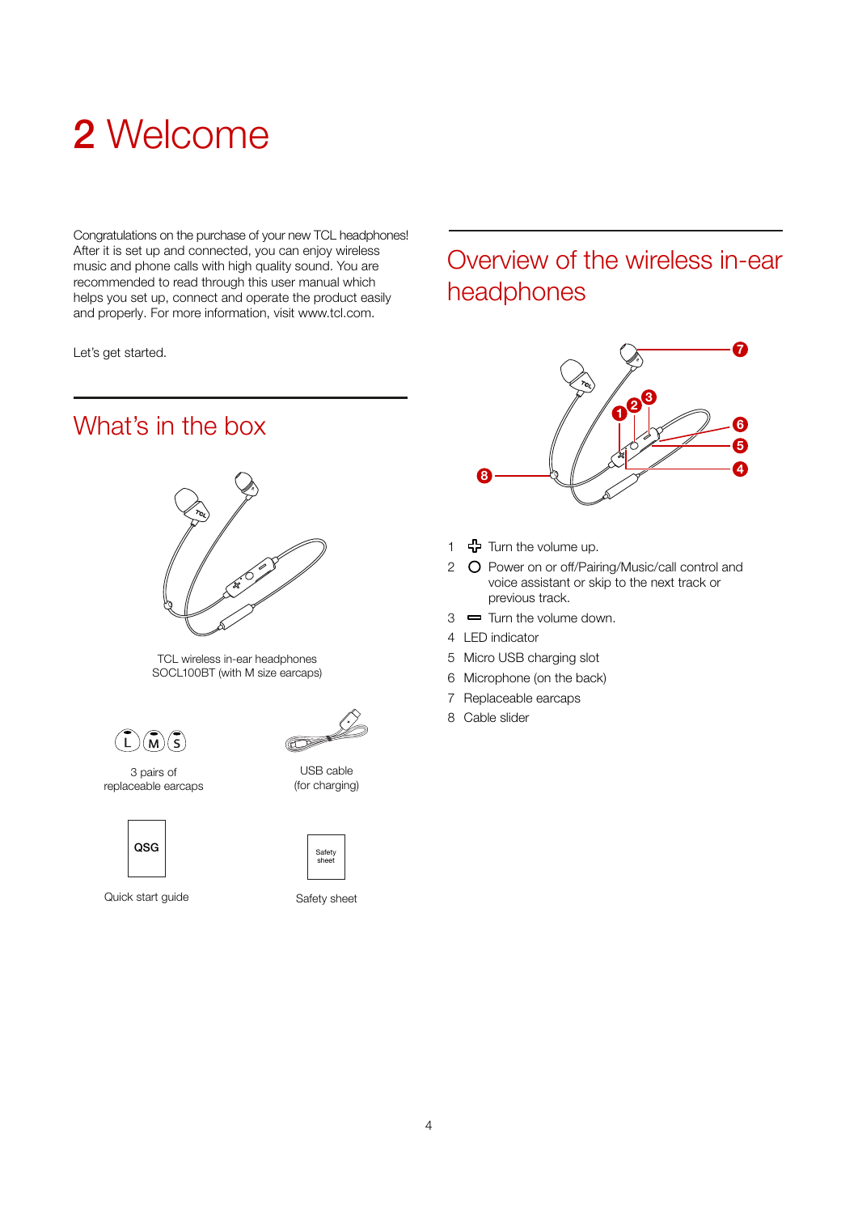# 2 Welcome

Congratulations on the purchase of your new TCL headphones! After it is set up and connected, you can enjoy wireless music and phone calls with high quality sound. You are recommended to read through this user manual which helps you set up, connect and operate the product easily and properly. For more information, visit www.tcl.com.

Let's get started.

## What's in the box

TCL wireless in-ear headphones SOCL100BT (with M size earcaps)

3 pairs of replaceable earcaps

USB cable (for charging)

Quick start guide

Safety sheet

## Overview of the wireless in-ear headphones

1. ✚ Turn the volume up.
2. ○ Power on or off/Pairing/Music/call control and voice assistant or skip to the next track or previous track.
3. ▬ Turn the volume down.
4. LED indicator
5. Micro USB charging slot
6. Microphone (on the back)
7. Replaceable earcaps
8. Cable slider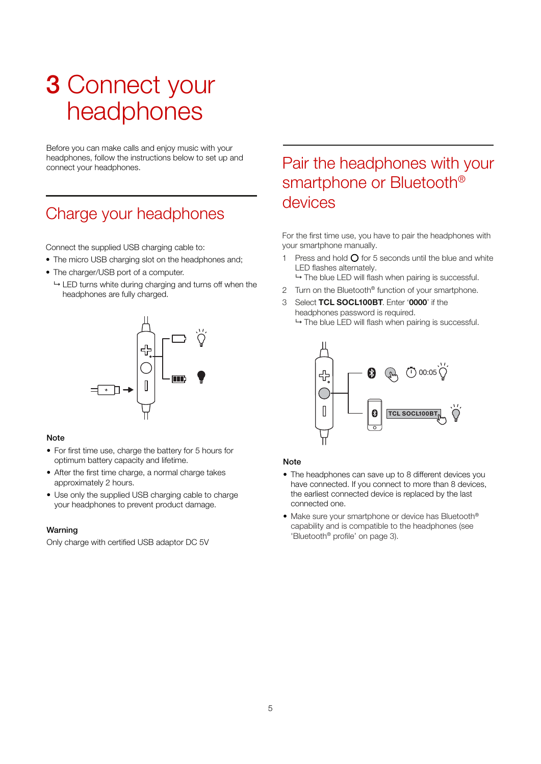# 3 Connect your headphones

Before you can make calls and enjoy music with your headphones, follow the instructions below to set up and connect your headphones.

## Charge your headphones

Connect the supplied USB charging cable to:

- The micro USB charging slot on the headphones and;
- The charger/USB port of a computer.
  - ↳ LED turns white during charging and turns off when the headphones are fully charged.

### Note

- For first time use, charge the battery for 5 hours for optimum battery capacity and lifetime.
- After the first time charge, a normal charge takes approximately 2 hours.
- Use only the supplied USB charging cable to charge your headphones to prevent product damage.

### Warning

Only charge with certified USB adaptor DC 5V

## Pair the headphones with your smartphone or Bluetooth® devices

For the first time use, you have to pair the headphones with your smartphone manually.

1. Press and hold ○ for 5 seconds until the blue and white LED flashes alternately.
   - ↳ The blue LED will flash when pairing is successful.
2. Turn on the Bluetooth® function of your smartphone.
3. Select **TCL SOCL100BT**. Enter '**0000**' if the headphones password is required.
   - ↳ The blue LED will flash when pairing is successful.

### Note

- The headphones can save up to 8 different devices you have connected. If you connect to more than 8 devices, the earliest connected device is replaced by the last connected one.
- Make sure your smartphone or device has Bluetooth® capability and is compatible to the headphones (see 'Bluetooth® profile' on page 3).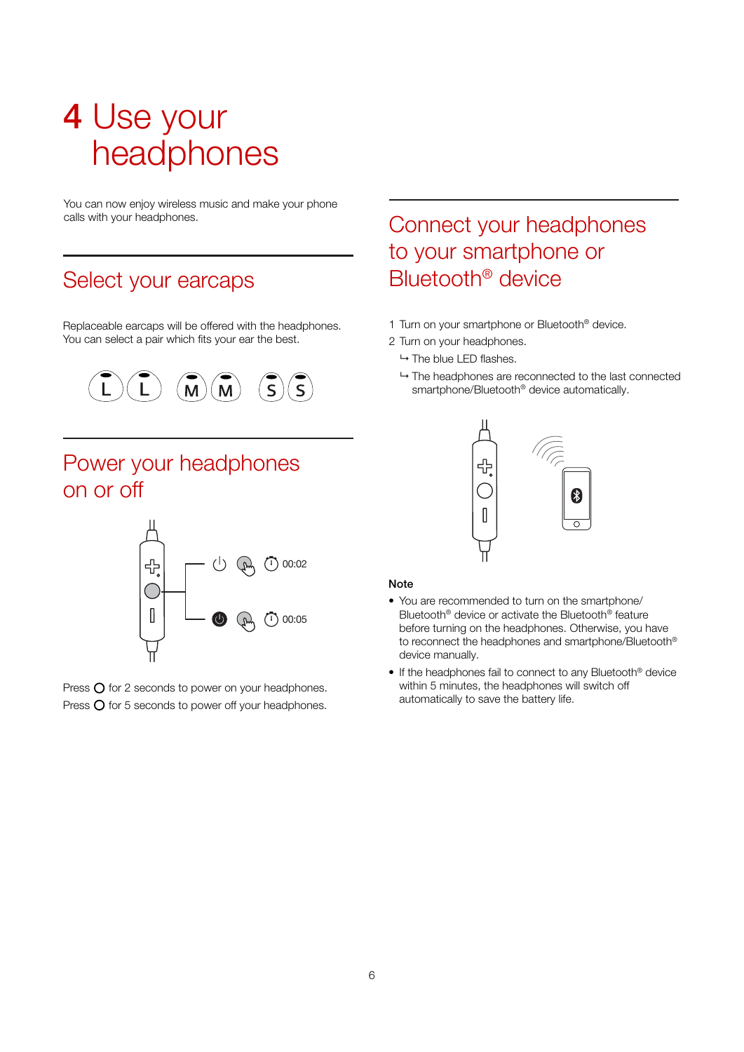# 4 Use your headphones

You can now enjoy wireless music and make your phone calls with your headphones.

## Select your earcaps

Replaceable earcaps will be offered with the headphones. You can select a pair which fits your ear the best.

## Power your headphones on or off

Press ○ for 2 seconds to power on your headphones.
Press ○ for 5 seconds to power off your headphones.

## Connect your headphones to your smartphone or Bluetooth® device

1 Turn on your smartphone or Bluetooth® device.
2 Turn on your headphones.
  ↳ The blue LED flashes.
  ↳ The headphones are reconnected to the last connected smartphone/Bluetooth® device automatically.

**Note**

- You are recommended to turn on the smartphone/ Bluetooth® device or activate the Bluetooth® feature before turning on the headphones. Otherwise, you have to reconnect the headphones and smartphone/Bluetooth® device manually.
- If the headphones fail to connect to any Bluetooth® device within 5 minutes, the headphones will switch off automatically to save the battery life.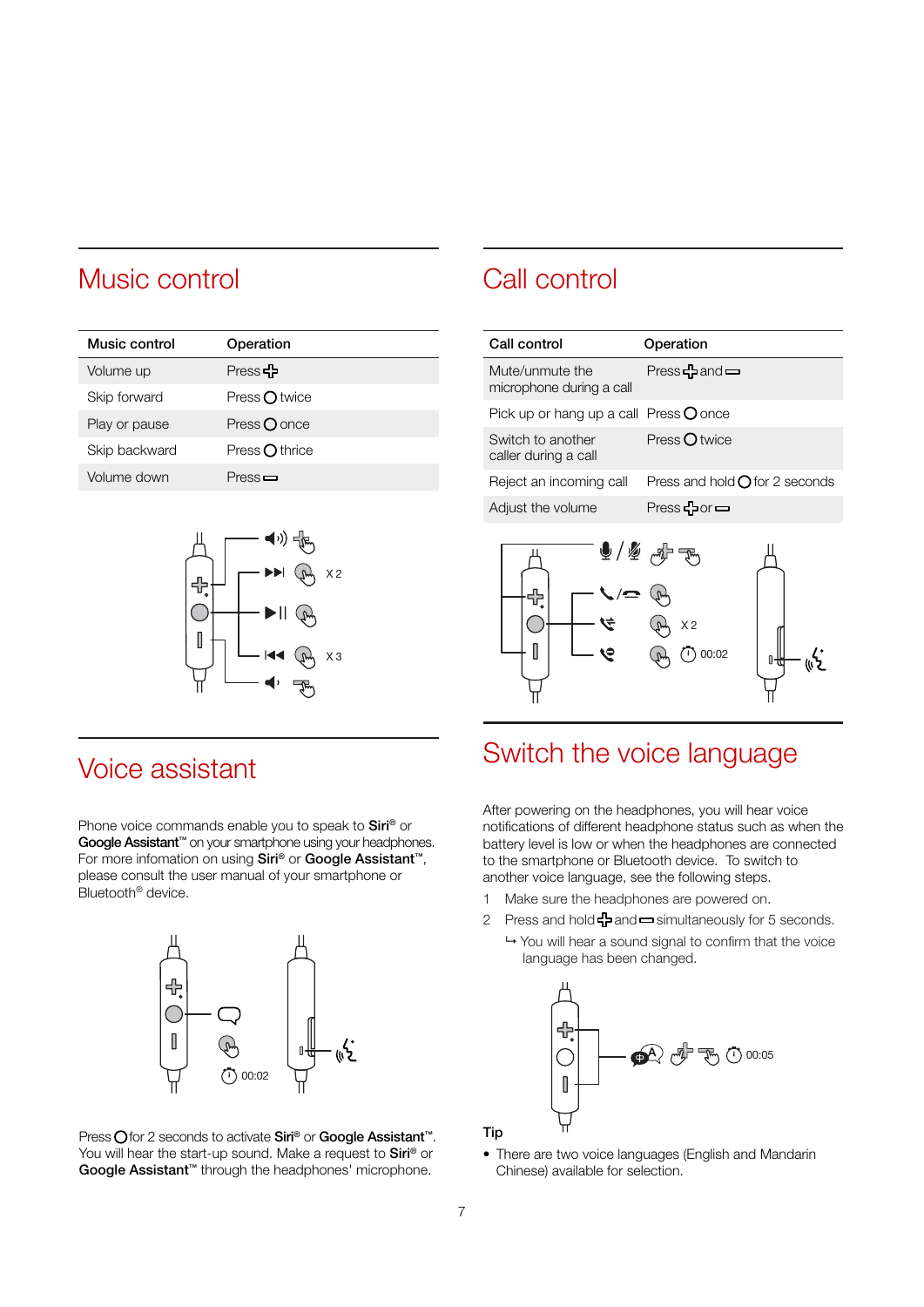## Music control

| Music control | Operation |
|---|---|
| Volume up | Press ＋ |
| Skip forward | Press ○ twice |
| Play or pause | Press ○ once |
| Skip backward | Press ○ thrice |
| Volume down | Press ▭ |

## Voice assistant

Phone voice commands enable you to speak to **Siri**® or **Google Assistant**™ on your smartphone using your headphones. For more infomation on using **Siri**® or **Google Assistant**™, please consult the user manual of your smartphone or Bluetooth® device.

Press ○ for 2 seconds to activate **Siri**® or **Google Assistant**™. You will hear the start-up sound. Make a request to **Siri**® or **Google Assistant**™ through the headphones' microphone.

## Call control

| Call control | Operation |
|---|---|
| Mute/unmute the microphone during a call | Press ＋ and ▭ |
| Pick up or hang up a call | Press ○ once |
| Switch to another caller during a call | Press ○ twice |
| Reject an incoming call | Press and hold ○ for 2 seconds |
| Adjust the volume | Press ＋ or ▭ |

## Switch the voice language

After powering on the headphones, you will hear voice notifications of different headphone status such as when the battery level is low or when the headphones are connected to the smartphone or Bluetooth device. To switch to another voice language, see the following steps.

1 Make sure the headphones are powered on.

2 Press and hold ＋ and ▭ simultaneously for 5 seconds.

↳ You will hear a sound signal to confirm that the voice language has been changed.

**Tip**

- There are two voice languages (English and Mandarin Chinese) available for selection.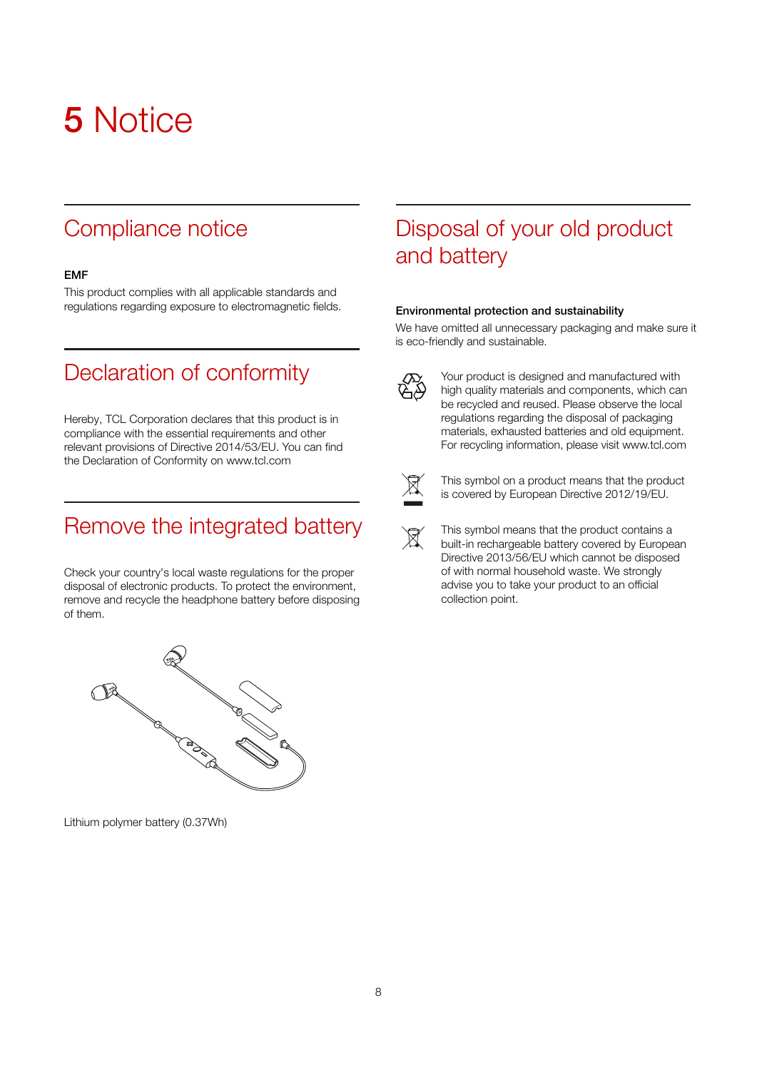# 5 Notice

## Compliance notice

**EMF**

This product complies with all applicable standards and regulations regarding exposure to electromagnetic fields.

## Declaration of conformity

Hereby, TCL Corporation declares that this product is in compliance with the essential requirements and other relevant provisions of Directive 2014/53/EU. You can find the Declaration of Conformity on www.tcl.com

## Remove the integrated battery

Check your country's local waste regulations for the proper disposal of electronic products. To protect the environment, remove and recycle the headphone battery before disposing of them.

Lithium polymer battery (0.37Wh)

## Disposal of your old product and battery

**Environmental protection and sustainability**

We have omitted all unnecessary packaging and make sure it is eco-friendly and sustainable.

Your product is designed and manufactured with high quality materials and components, which can be recycled and reused. Please observe the local regulations regarding the disposal of packaging materials, exhausted batteries and old equipment. For recycling information, please visit www.tcl.com

This symbol on a product means that the product is covered by European Directive 2012/19/EU.

This symbol means that the product contains a built-in rechargeable battery covered by European Directive 2013/56/EU which cannot be disposed of with normal household waste. We strongly advise you to take your product to an official collection point.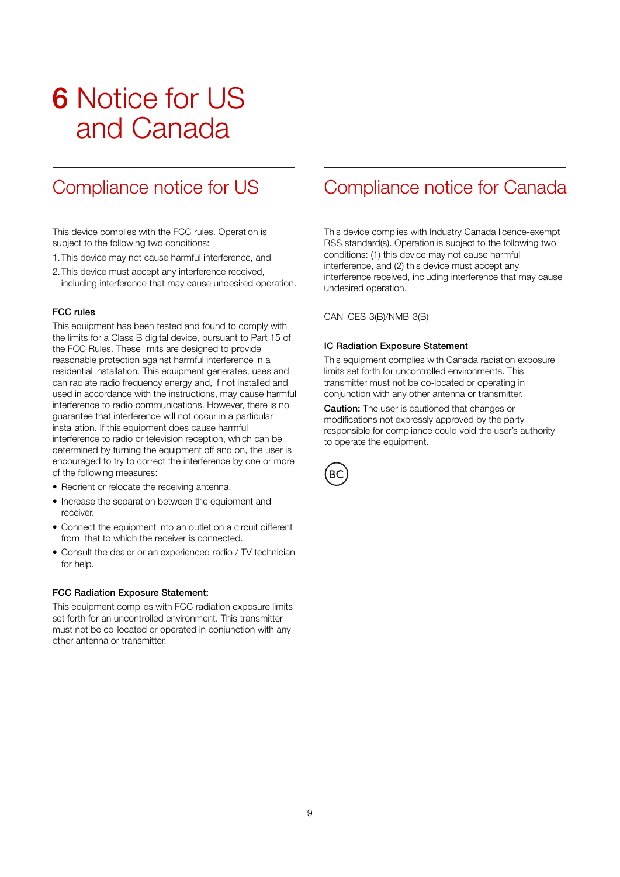# 6 Notice for US and Canada

## Compliance notice for US

This device complies with the FCC rules. Operation is subject to the following two conditions:

1. This device may not cause harmful interference, and
2. This device must accept any interference received, including interference that may cause undesired operation.

### FCC rules

This equipment has been tested and found to comply with the limits for a Class B digital device, pursuant to Part 15 of the FCC Rules. These limits are designed to provide reasonable protection against harmful interference in a residential installation. This equipment generates, uses and can radiate radio frequency energy and, if not installed and used in accordance with the instructions, may cause harmful interference to radio communications. However, there is no guarantee that interference will not occur in a particular installation. If this equipment does cause harmful interference to radio or television reception, which can be determined by turning the equipment off and on, the user is encouraged to try to correct the interference by one or more of the following measures:

- Reorient or relocate the receiving antenna.
- Increase the separation between the equipment and receiver.
- Connect the equipment into an outlet on a circuit different from that to which the receiver is connected.
- Consult the dealer or an experienced radio / TV technician for help.

### FCC Radiation Exposure Statement:

This equipment complies with FCC radiation exposure limits set forth for an uncontrolled environment. This transmitter must not be co-located or operated in conjunction with any other antenna or transmitter.

## Compliance notice for Canada

This device complies with Industry Canada licence-exempt RSS standard(s). Operation is subject to the following two conditions: (1) this device may not cause harmful interference, and (2) this device must accept any interference received, including interference that may cause undesired operation.

CAN ICES-3(B)/NMB-3(B)

### IC Radiation Exposure Statement

This equipment complies with Canada radiation exposure limits set forth for uncontrolled environments. This transmitter must not be co-located or operating in conjunction with any other antenna or transmitter.

**Caution:** The user is cautioned that changes or modifications not expressly approved by the party responsible for compliance could void the user's authority to operate the equipment.

BC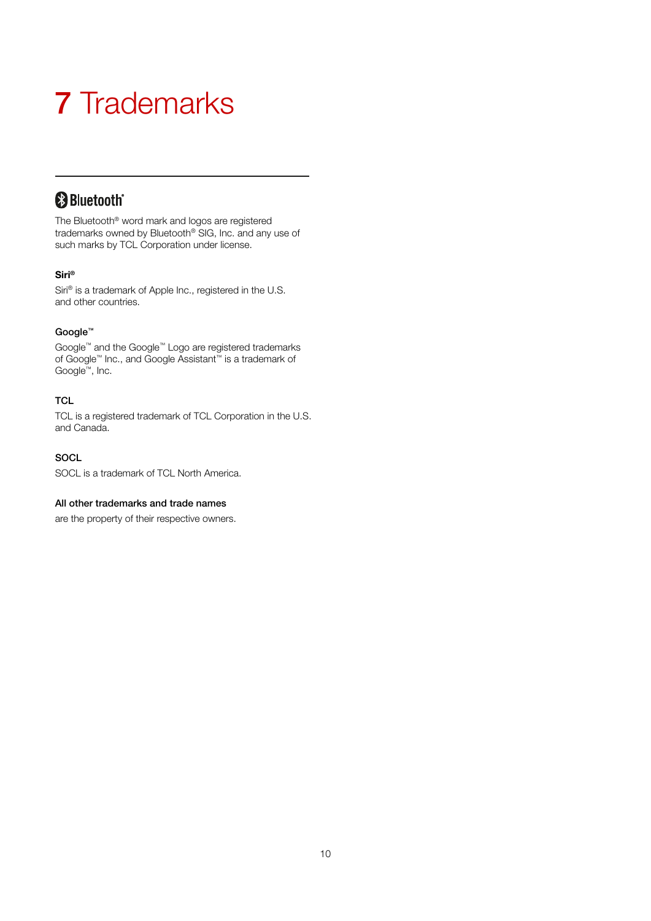# 7 Trademarks

### Bluetooth®

The Bluetooth® word mark and logos are registered trademarks owned by Bluetooth® SIG, Inc. and any use of such marks by TCL Corporation under license.

**Siri®**

Siri® is a trademark of Apple Inc., registered in the U.S. and other countries.

**Google™**

Google™ and the Google™ Logo are registered trademarks of Google™ Inc., and Google Assistant™ is a trademark of Google™, Inc.

**TCL**

TCL is a registered trademark of TCL Corporation in the U.S. and Canada.

**SOCL**

SOCL is a trademark of TCL North America.

**All other trademarks and trade names**

are the property of their respective owners.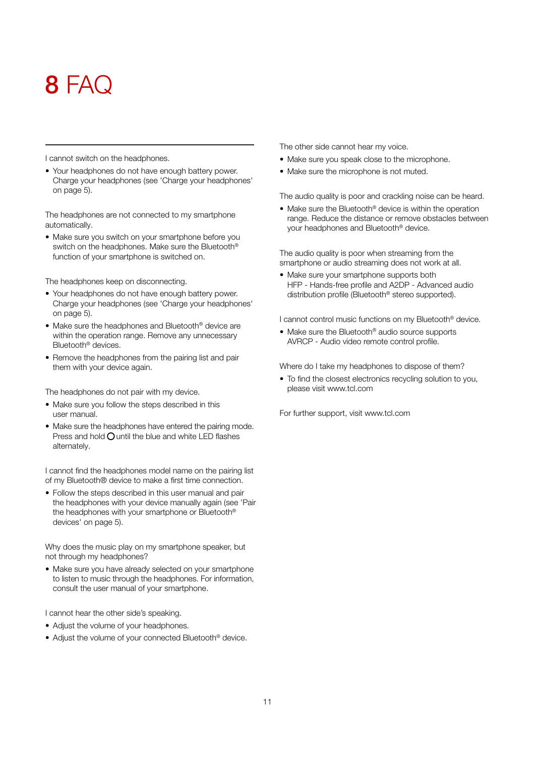# 8 FAQ

I cannot switch on the headphones.

- Your headphones do not have enough battery power. Charge your headphones (see 'Charge your headphones' on page 5).

The headphones are not connected to my smartphone automatically.

- Make sure you switch on your smartphone before you switch on the headphones. Make sure the Bluetooth® function of your smartphone is switched on.

The headphones keep on disconnecting.

- Your headphones do not have enough battery power. Charge your headphones (see 'Charge your headphones' on page 5).
- Make sure the headphones and Bluetooth® device are within the operation range. Remove any unnecessary Bluetooth® devices.
- Remove the headphones from the pairing list and pair them with your device again.

The headphones do not pair with my device.

- Make sure you follow the steps described in this user manual.
- Make sure the headphones have entered the pairing mode. Press and hold ○ until the blue and white LED flashes alternately.

I cannot find the headphones model name on the pairing list of my Bluetooth® device to make a first time connection.

- Follow the steps described in this user manual and pair the headphones with your device manually again (see 'Pair the headphones with your smartphone or Bluetooth® devices' on page 5).

Why does the music play on my smartphone speaker, but not through my headphones?

- Make sure you have already selected on your smartphone to listen to music through the headphones. For information, consult the user manual of your smartphone.

I cannot hear the other side's speaking.

- Adjust the volume of your headphones.
- Adjust the volume of your connected Bluetooth® device.

The other side cannot hear my voice.

- Make sure you speak close to the microphone.
- Make sure the microphone is not muted.

The audio quality is poor and crackling noise can be heard.

- Make sure the Bluetooth® device is within the operation range. Reduce the distance or remove obstacles between your headphones and Bluetooth® device.

The audio quality is poor when streaming from the smartphone or audio streaming does not work at all.

- Make sure your smartphone supports both HFP - Hands-free profile and A2DP - Advanced audio distribution profile (Bluetooth® stereo supported).

I cannot control music functions on my Bluetooth® device.

- Make sure the Bluetooth® audio source supports AVRCP - Audio video remote control profile.

Where do I take my headphones to dispose of them?

- To find the closest electronics recycling solution to you, please visit www.tcl.com

For further support, visit www.tcl.com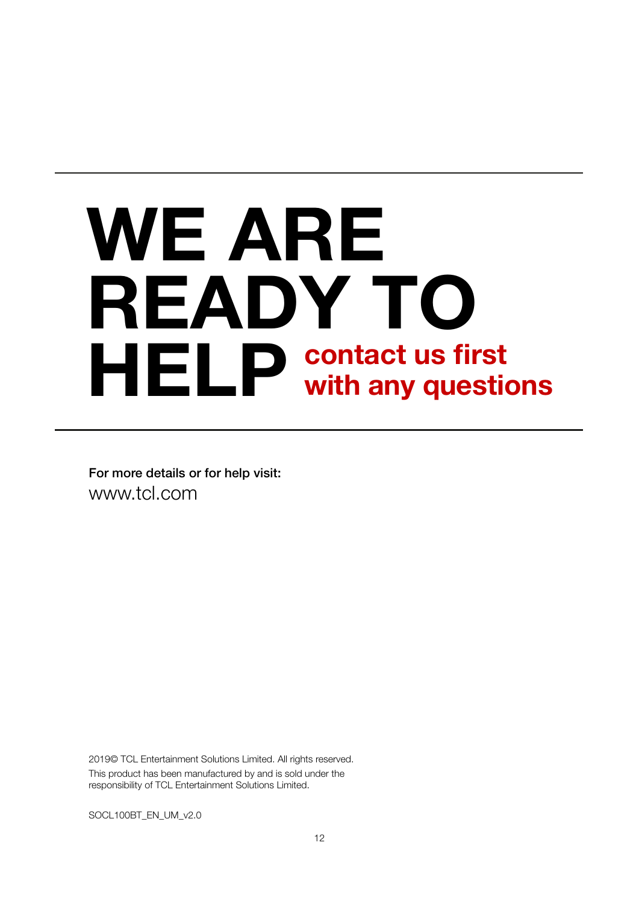# WE ARE READY TO HELP

**contact us first with any questions**

**For more details or for help visit:**

www.tcl.com

2019© TCL Entertainment Solutions Limited. All rights reserved.

This product has been manufactured by and is sold under the responsibility of TCL Entertainment Solutions Limited.

SOCL100BT_EN_UM_v2.0